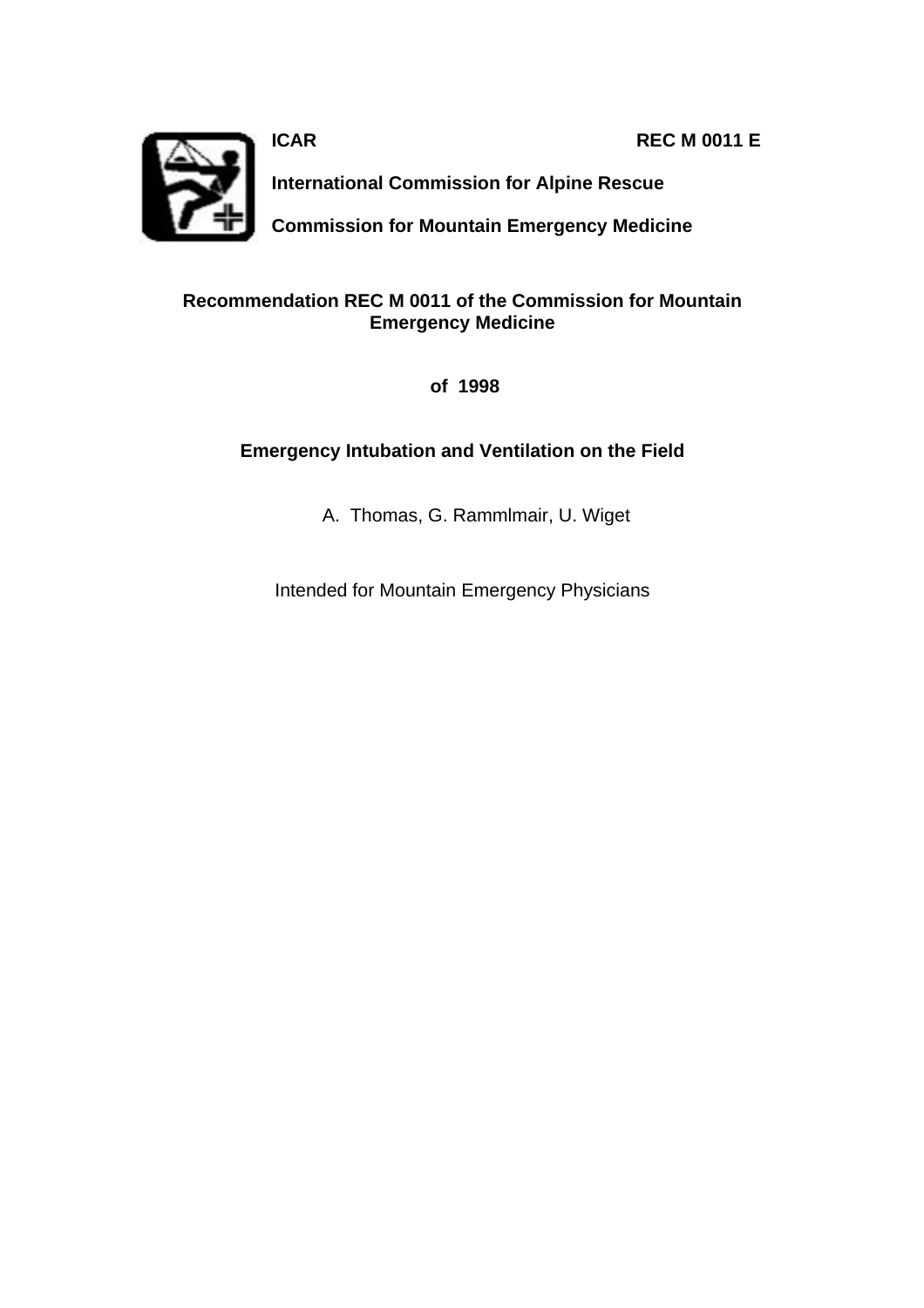**ICAR** **REC M 0011 E**

**International Commission for Alpine Rescue**

**Commission for Mountain Emergency Medicine**

# Recommendation REC M 0011 of the Commission for Mountain Emergency Medicine

**of 1998**

## Emergency Intubation and Ventilation on the Field

A. Thomas, G. Rammlmair, U. Wiget

Intended for Mountain Emergency Physicians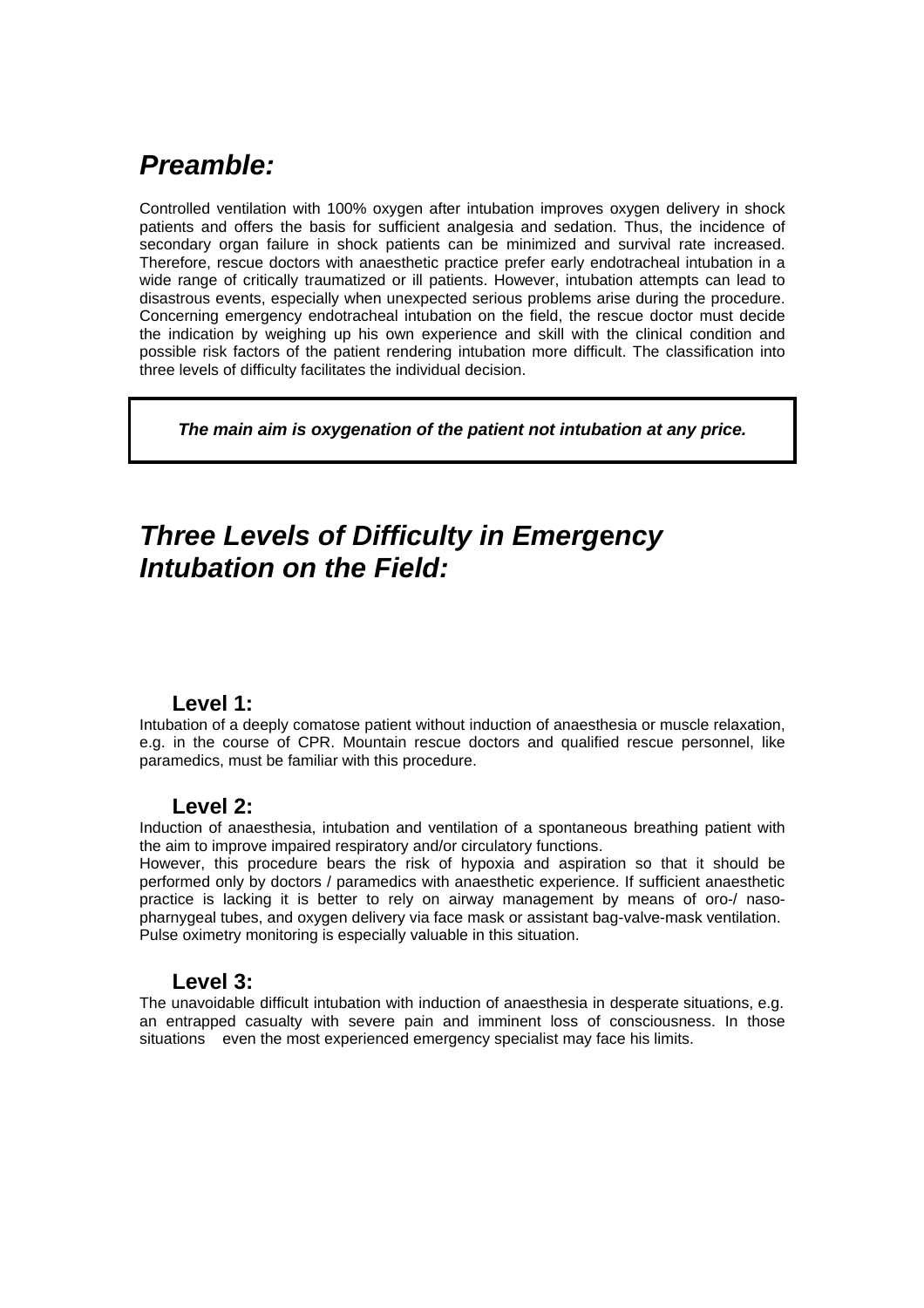## *Preamble:*

Controlled ventilation with 100% oxygen after intubation improves oxygen delivery in shock patients and offers the basis for sufficient analgesia and sedation. Thus, the incidence of secondary organ failure in shock patients can be minimized and survival rate increased. Therefore, rescue doctors with anaesthetic practice prefer early endotracheal intubation in a wide range of critically traumatized or ill patients. However, intubation attempts can lead to disastrous events, especially when unexpected serious problems arise during the procedure. Concerning emergency endotracheal intubation on the field, the rescue doctor must decide the indication by weighing up his own experience and skill with the clinical condition and possible risk factors of the patient rendering intubation more difficult. The classification into three levels of difficulty facilitates the individual decision.

***The main aim is oxygenation of the patient not intubation at any price.***

## *Three Levels of Difficulty in Emergency Intubation on the Field:*

### Level 1:

Intubation of a deeply comatose patient without induction of anaesthesia or muscle relaxation, e.g. in the course of CPR. Mountain rescue doctors and qualified rescue personnel, like paramedics, must be familiar with this procedure.

### Level 2:

Induction of anaesthesia, intubation and ventilation of a spontaneous breathing patient with the aim to improve impaired respiratory and/or circulatory functions.
However, this procedure bears the risk of hypoxia and aspiration so that it should be performed only by doctors / paramedics with anaesthetic experience. If sufficient anaesthetic practice is lacking it is better to rely on airway management by means of oro-/ naso-pharnygeal tubes, and oxygen delivery via face mask or assistant bag-valve-mask ventilation. Pulse oximetry monitoring is especially valuable in this situation.

### Level 3:

The unavoidable difficult intubation with induction of anaesthesia in desperate situations, e.g. an entrapped casualty with severe pain and imminent loss of consciousness. In those situations even the most experienced emergency specialist may face his limits.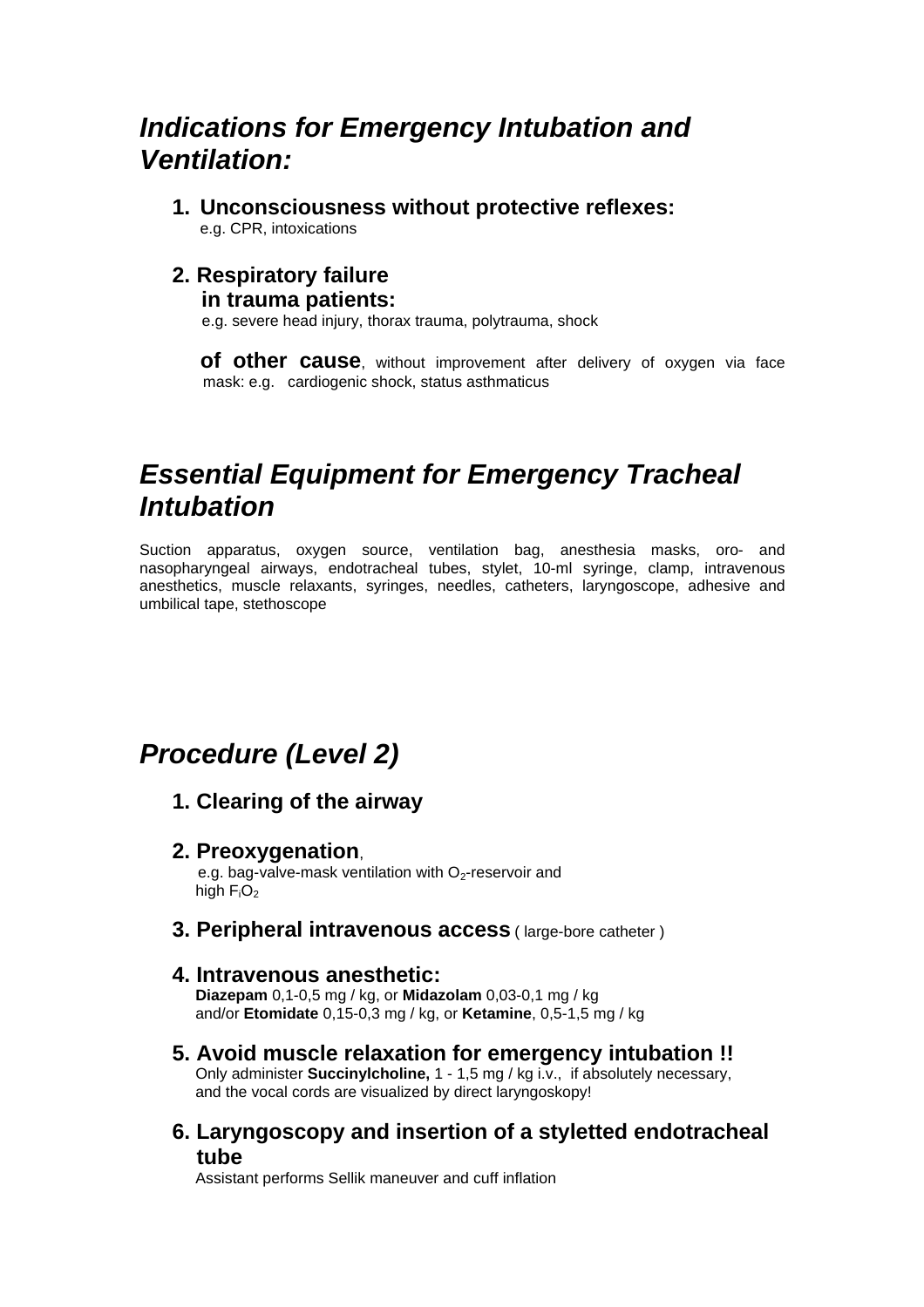## *Indications for Emergency Intubation and Ventilation:*

1. **Unconsciousness without protective reflexes:**
   e.g. CPR, intoxications

2. **Respiratory failure**
   **in trauma patients:**
   e.g. severe head injury, thorax trauma, polytrauma, shock

   **of other cause**, without improvement after delivery of oxygen via face mask: e.g. cardiogenic shock, status asthmaticus

## *Essential Equipment for Emergency Tracheal Intubation*

Suction apparatus, oxygen source, ventilation bag, anesthesia masks, oro- and nasopharyngeal airways, endotracheal tubes, stylet, 10-ml syringe, clamp, intravenous anesthetics, muscle relaxants, syringes, needles, catheters, laryngoscope, adhesive and umbilical tape, stethoscope

## *Procedure (Level 2)*

1. **Clearing of the airway**

2. **Preoxygenation**,
   e.g. bag-valve-mask ventilation with $O_2$-reservoir and high $F_iO_2$

3. **Peripheral intravenous access** ( large-bore catheter )

4. **Intravenous anesthetic:**
   **Diazepam** 0,1-0,5 mg / kg, or **Midazolam** 0,03-0,1 mg / kg
   and/or **Etomidate** 0,15-0,3 mg / kg, or **Ketamine**, 0,5-1,5 mg / kg

5. **Avoid muscle relaxation for emergency intubation !!**
   Only administer **Succinylcholine,** 1 - 1,5 mg / kg i.v., if absolutely necessary, and the vocal cords are visualized by direct laryngoskopy!

6. **Laryngoscopy and insertion of a styletted endotracheal tube**
   Assistant performs Sellik maneuver and cuff inflation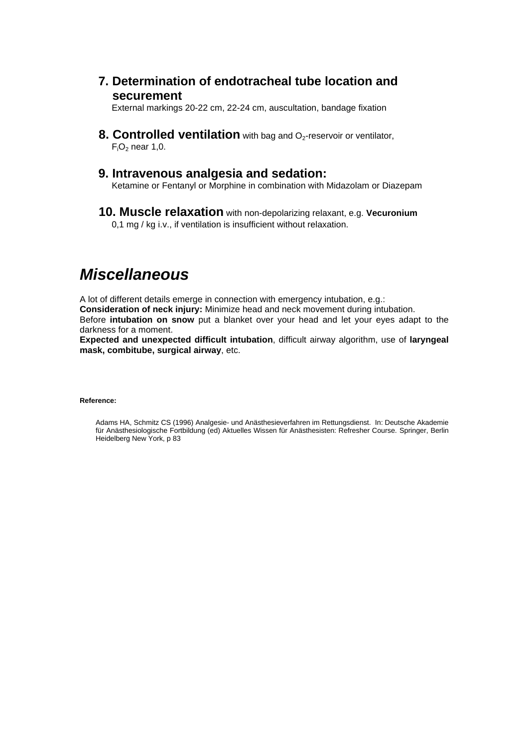7. **Determination of endotracheal tube location and securement**
   External markings 20-22 cm, 22-24 cm, auscultation, bandage fixation

8. **Controlled ventilation** with bag and $O_2$-reservoir or ventilator, $F_iO_2$ near 1,0.

9. **Intravenous analgesia and sedation:**
   Ketamine or Fentanyl or Morphine in combination with Midazolam or Diazepam

10. **Muscle relaxation** with non-depolarizing relaxant, e.g. **Vecuronium** 0,1 mg / kg i.v., if ventilation is insufficient without relaxation.

## *Miscellaneous*

A lot of different details emerge in connection with emergency intubation, e.g.:
**Consideration of neck injury:** Minimize head and neck movement during intubation.
Before **intubation on snow** put a blanket over your head and let your eyes adapt to the darkness for a moment.
**Expected and unexpected difficult intubation**, difficult airway algorithm, use of **laryngeal mask, combitube, surgical airway**, etc.

**Reference:**

Adams HA, Schmitz CS (1996) Analgesie- und Anästhesieverfahren im Rettungsdienst. In: Deutsche Akademie für Anästhesiologische Fortbildung (ed) Aktuelles Wissen für Anästhesisten: Refresher Course. Springer, Berlin Heidelberg New York, p 83